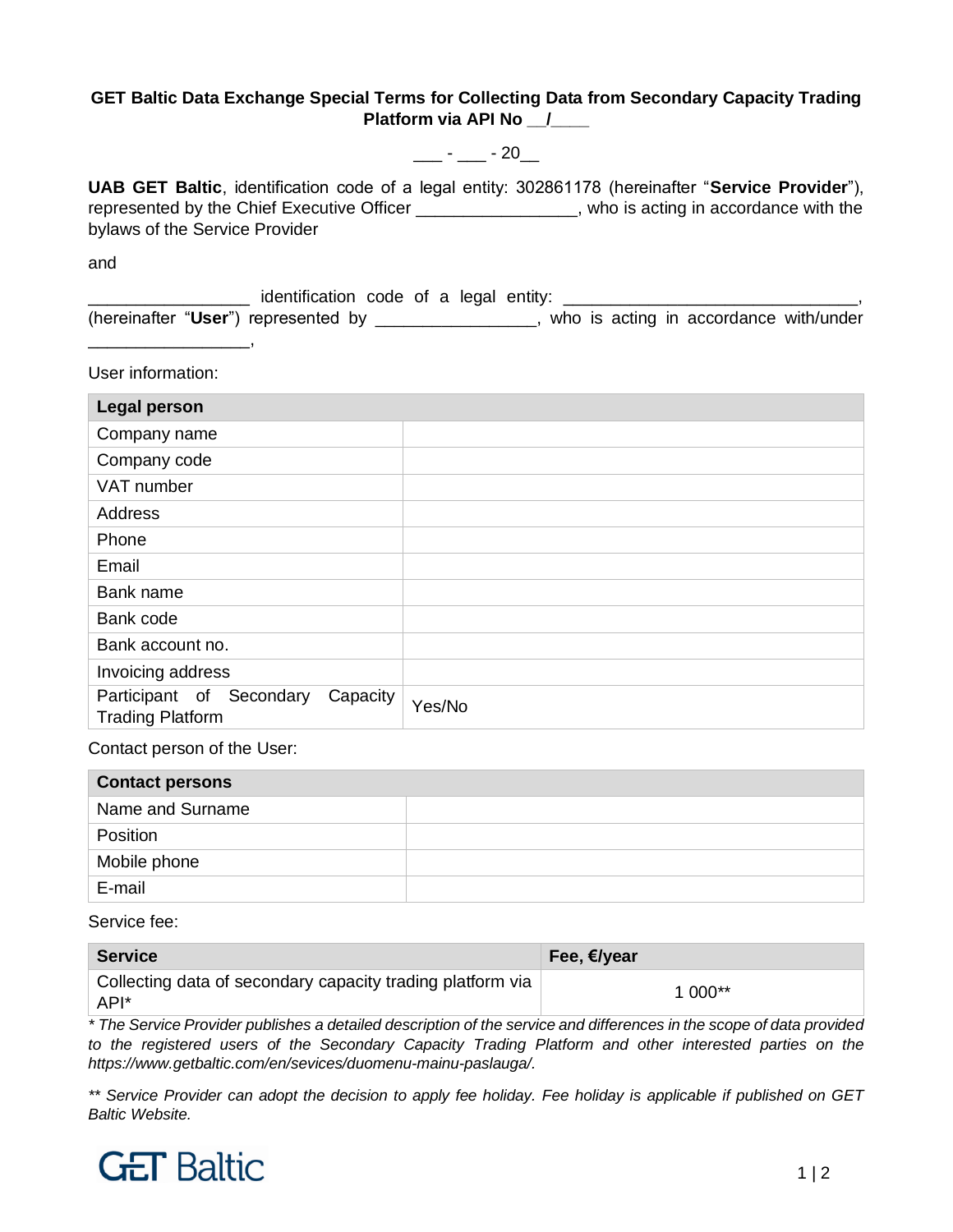**GET Baltic Data Exchange Special Terms for Collecting Data from Secondary Capacity Trading Platform via API No __/____**

___ - ___ - 20__

**UAB GET Baltic**, identification code of a legal entity: 302861178 (hereinafter "**Service Provider**"), represented by the Chief Executive Officer ________________, who is acting in accordance with the bylaws of the Service Provider

and

________________ identification code of a legal entity: ____________________________, (hereinafter "**User**") represented by ________________, who is acting in accordance with/under ________________,

User information:

| **Legal person** | |
|---|---|
| Company name | |
| Company code | |
| VAT number | |
| Address | |
| Phone | |
| Email | |
| Bank name | |
| Bank code | |
| Bank account no. | |
| Invoicing address | |
| Participant of Secondary Capacity Trading Platform | Yes/No |

Contact person of the User:

| **Contact persons** | |
|---|---|
| Name and Surname | |
| Position | |
| Mobile phone | |
| E-mail | |

Service fee:

| **Service** | **Fee, €/year** |
|---|---|
| Collecting data of secondary capacity trading platform via API* | 1 000** |

*\* The Service Provider publishes a detailed description of the service and differences in the scope of data provided to the registered users of the Secondary Capacity Trading Platform and other interested parties on the https://www.getbaltic.com/en/sevices/duomenu-mainu-paslauga/.*

*\*\* Service Provider can adopt the decision to apply fee holiday. Fee holiday is applicable if published on GET Baltic Website.*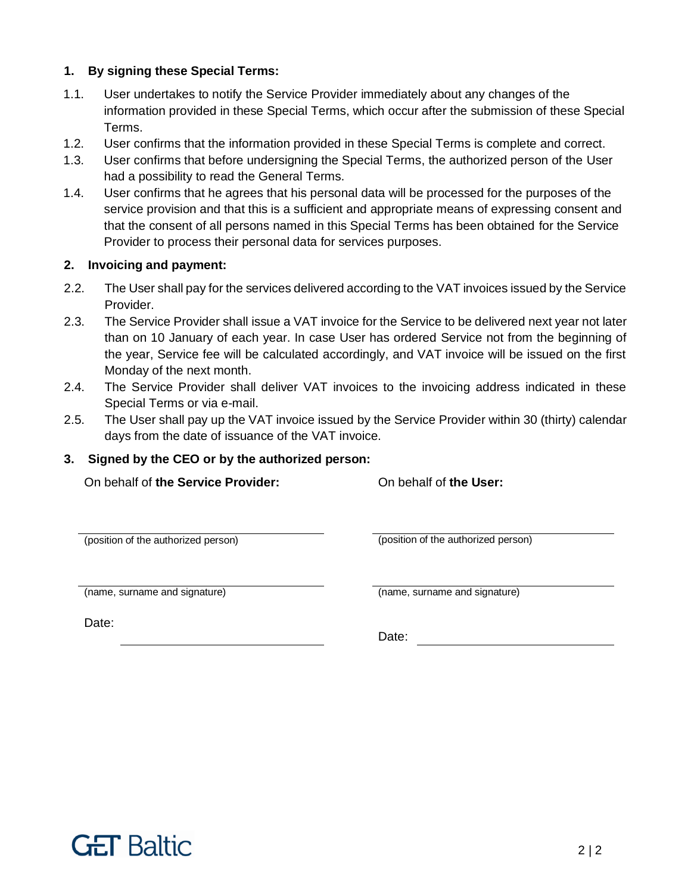**1. By signing these Special Terms:**

1.1. User undertakes to notify the Service Provider immediately about any changes of the information provided in these Special Terms, which occur after the submission of these Special Terms.

1.2. User confirms that the information provided in these Special Terms is complete and correct.

1.3. User confirms that before undersigning the Special Terms, the authorized person of the User had a possibility to read the General Terms.

1.4. User confirms that he agrees that his personal data will be processed for the purposes of the service provision and that this is a sufficient and appropriate means of expressing consent and that the consent of all persons named in this Special Terms has been obtained for the Service Provider to process their personal data for services purposes.

**2. Invoicing and payment:**

2.2. The User shall pay for the services delivered according to the VAT invoices issued by the Service Provider.

2.3. The Service Provider shall issue a VAT invoice for the Service to be delivered next year not later than on 10 January of each year. In case User has ordered Service not from the beginning of the year, Service fee will be calculated accordingly, and VAT invoice will be issued on the first Monday of the next month.

2.4. The Service Provider shall deliver VAT invoices to the invoicing address indicated in these Special Terms or via e-mail.

2.5. The User shall pay up the VAT invoice issued by the Service Provider within 30 (thirty) calendar days from the date of issuance of the VAT invoice.

**3. Signed by the CEO or by the authorized person:**

| On behalf of **the Service Provider:** | On behalf of **the User:** |
|---|---|
| ______________________________ | ______________________________ |
| (position of the authorized person) | (position of the authorized person) |
| ______________________________ | ______________________________ |
| (name, surname and signature) | (name, surname and signature) |
| Date: ______________________ | Date: ______________________ |

GET Baltic